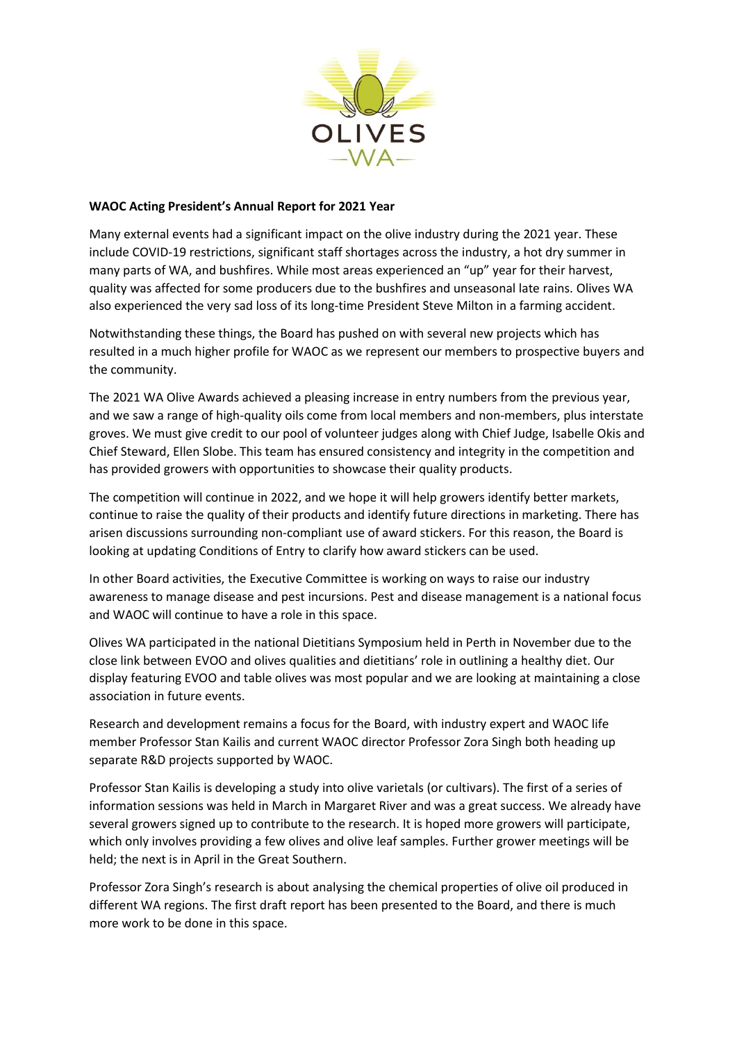**WAOC Acting President's Annual Report for 2021 Year**

Many external events had a significant impact on the olive industry during the 2021 year. These include COVID-19 restrictions, significant staff shortages across the industry, a hot dry summer in many parts of WA, and bushfires. While most areas experienced an "up" year for their harvest, quality was affected for some producers due to the bushfires and unseasonal late rains. Olives WA also experienced the very sad loss of its long-time President Steve Milton in a farming accident.

Notwithstanding these things, the Board has pushed on with several new projects which has resulted in a much higher profile for WAOC as we represent our members to prospective buyers and the community.

The 2021 WA Olive Awards achieved a pleasing increase in entry numbers from the previous year, and we saw a range of high-quality oils come from local members and non-members, plus interstate groves. We must give credit to our pool of volunteer judges along with Chief Judge, Isabelle Okis and Chief Steward, Ellen Slobe. This team has ensured consistency and integrity in the competition and has provided growers with opportunities to showcase their quality products.

The competition will continue in 2022, and we hope it will help growers identify better markets, continue to raise the quality of their products and identify future directions in marketing. There has arisen discussions surrounding non-compliant use of award stickers. For this reason, the Board is looking at updating Conditions of Entry to clarify how award stickers can be used.

In other Board activities, the Executive Committee is working on ways to raise our industry awareness to manage disease and pest incursions. Pest and disease management is a national focus and WAOC will continue to have a role in this space.

Olives WA participated in the national Dietitians Symposium held in Perth in November due to the close link between EVOO and olives qualities and dietitians' role in outlining a healthy diet. Our display featuring EVOO and table olives was most popular and we are looking at maintaining a close association in future events.

Research and development remains a focus for the Board, with industry expert and WAOC life member Professor Stan Kailis and current WAOC director Professor Zora Singh both heading up separate R&D projects supported by WAOC.

Professor Stan Kailis is developing a study into olive varietals (or cultivars). The first of a series of information sessions was held in March in Margaret River and was a great success. We already have several growers signed up to contribute to the research. It is hoped more growers will participate, which only involves providing a few olives and olive leaf samples. Further grower meetings will be held; the next is in April in the Great Southern.

Professor Zora Singh's research is about analysing the chemical properties of olive oil produced in different WA regions. The first draft report has been presented to the Board, and there is much more work to be done in this space.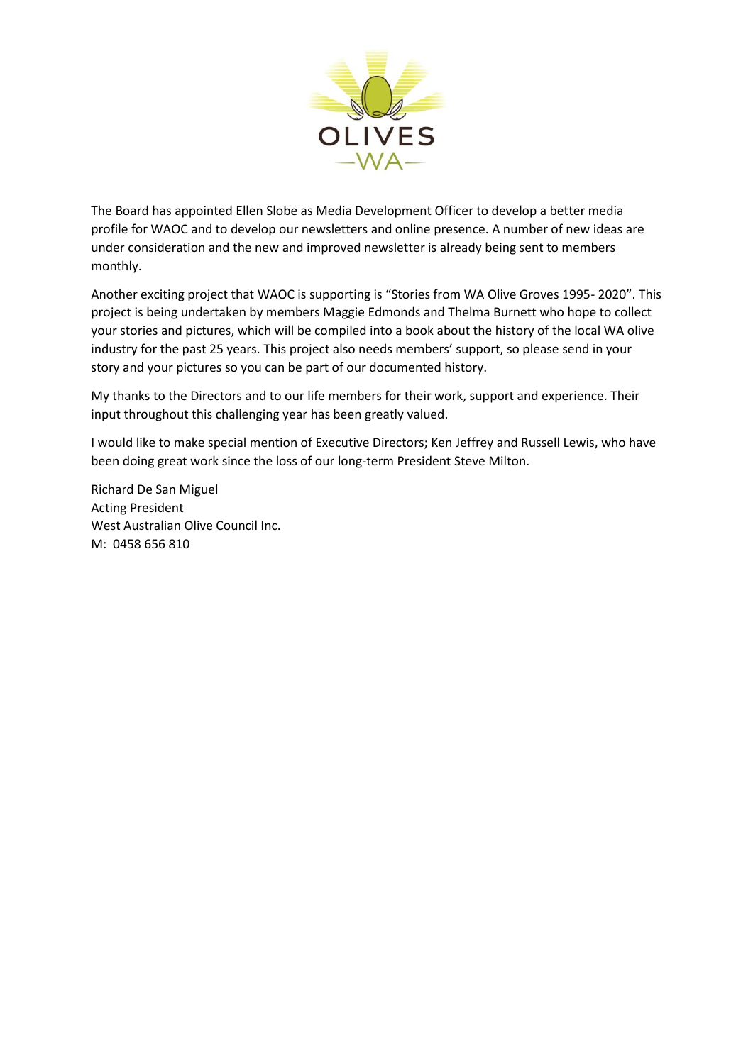The Board has appointed Ellen Slobe as Media Development Officer to develop a better media profile for WAOC and to develop our newsletters and online presence. A number of new ideas are under consideration and the new and improved newsletter is already being sent to members monthly.

Another exciting project that WAOC is supporting is "Stories from WA Olive Groves 1995- 2020". This project is being undertaken by members Maggie Edmonds and Thelma Burnett who hope to collect your stories and pictures, which will be compiled into a book about the history of the local WA olive industry for the past 25 years. This project also needs members' support, so please send in your story and your pictures so you can be part of our documented history.

My thanks to the Directors and to our life members for their work, support and experience. Their input throughout this challenging year has been greatly valued.

I would like to make special mention of Executive Directors; Ken Jeffrey and Russell Lewis, who have been doing great work since the loss of our long-term President Steve Milton.

Richard De San Miguel
Acting President
West Australian Olive Council Inc.
M: 0458 656 810